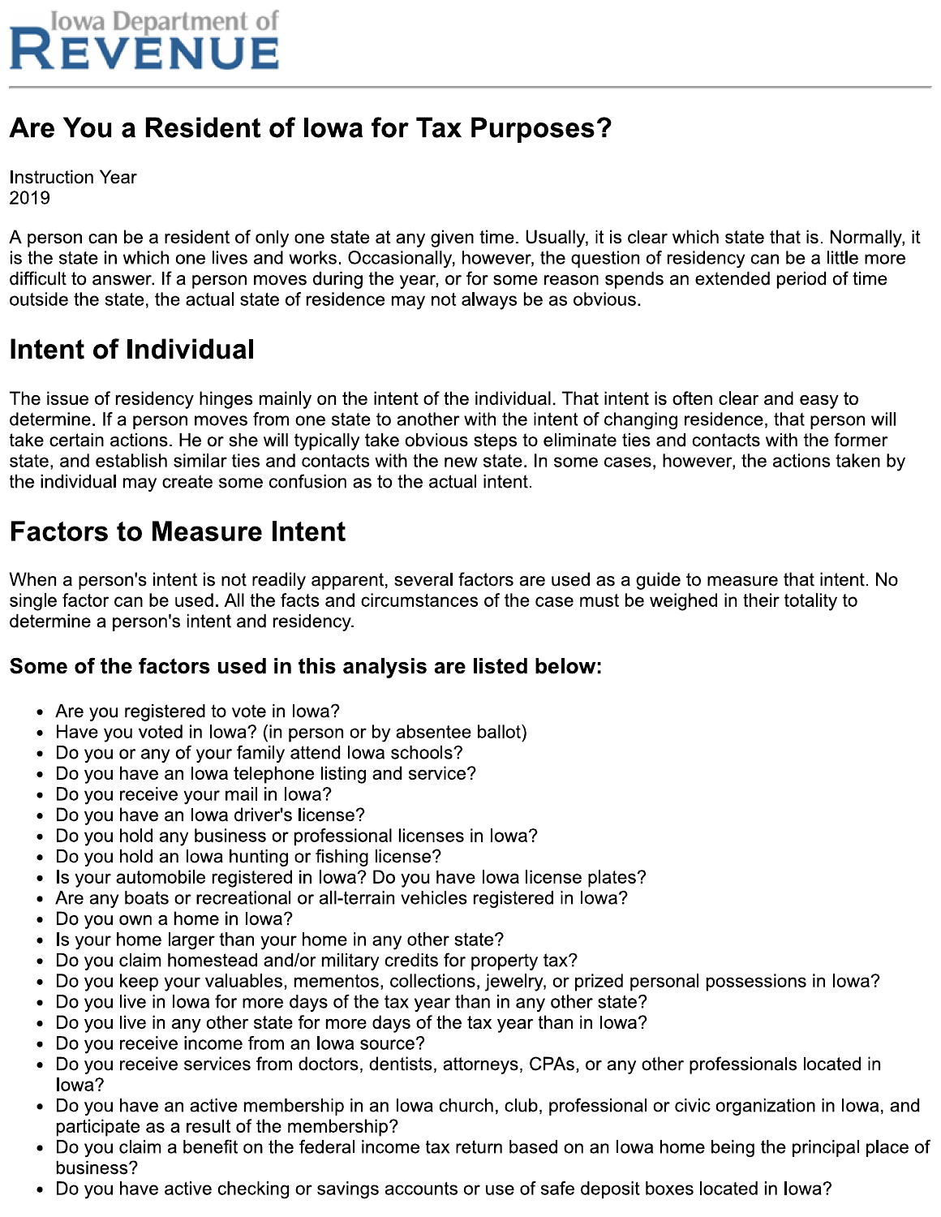Iowa Department of

# REVENUE

## Are You a Resident of Iowa for Tax Purposes?

Instruction Year
2019

A person can be a resident of only one state at any given time. Usually, it is clear which state that is. Normally, it is the state in which one lives and works. Occasionally, however, the question of residency can be a little more difficult to answer. If a person moves during the year, or for some reason spends an extended period of time outside the state, the actual state of residence may not always be as obvious.

## Intent of Individual

The issue of residency hinges mainly on the intent of the individual. That intent is often clear and easy to determine. If a person moves from one state to another with the intent of changing residence, that person will take certain actions. He or she will typically take obvious steps to eliminate ties and contacts with the former state, and establish similar ties and contacts with the new state. In some cases, however, the actions taken by the individual may create some confusion as to the actual intent.

## Factors to Measure Intent

When a person's intent is not readily apparent, several factors are used as a guide to measure that intent. No single factor can be used. All the facts and circumstances of the case must be weighed in their totality to determine a person's intent and residency.

### Some of the factors used in this analysis are listed below:

- Are you registered to vote in Iowa?
- Have you voted in Iowa? (in person or by absentee ballot)
- Do you or any of your family attend Iowa schools?
- Do you have an Iowa telephone listing and service?
- Do you receive your mail in Iowa?
- Do you have an Iowa driver's license?
- Do you hold any business or professional licenses in Iowa?
- Do you hold an Iowa hunting or fishing license?
- Is your automobile registered in Iowa? Do you have Iowa license plates?
- Are any boats or recreational or all-terrain vehicles registered in Iowa?
- Do you own a home in Iowa?
- Is your home larger than your home in any other state?
- Do you claim homestead and/or military credits for property tax?
- Do you keep your valuables, mementos, collections, jewelry, or prized personal possessions in Iowa?
- Do you live in Iowa for more days of the tax year than in any other state?
- Do you live in any other state for more days of the tax year than in Iowa?
- Do you receive income from an Iowa source?
- Do you receive services from doctors, dentists, attorneys, CPAs, or any other professionals located in Iowa?
- Do you have an active membership in an Iowa church, club, professional or civic organization in Iowa, and participate as a result of the membership?
- Do you claim a benefit on the federal income tax return based on an Iowa home being the principal place of business?
- Do you have active checking or savings accounts or use of safe deposit boxes located in Iowa?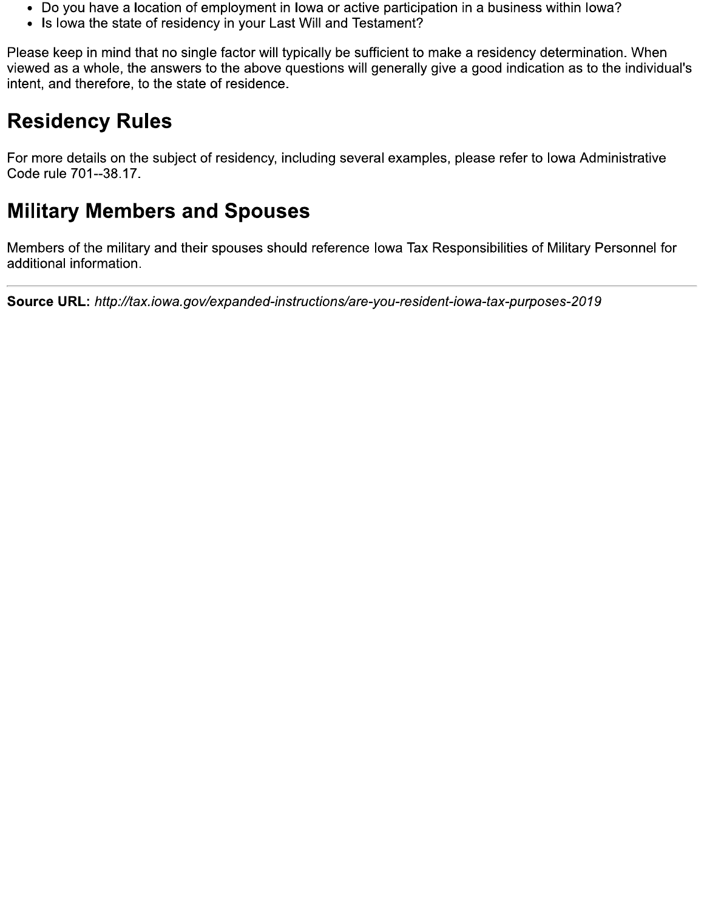- Do you have a location of employment in Iowa or active participation in a business within Iowa?
- Is Iowa the state of residency in your Last Will and Testament?

Please keep in mind that no single factor will typically be sufficient to make a residency determination. When viewed as a whole, the answers to the above questions will generally give a good indication as to the individual's intent, and therefore, to the state of residence.

## Residency Rules

For more details on the subject of residency, including several examples, please refer to Iowa Administrative Code rule 701--38.17.

## Military Members and Spouses

Members of the military and their spouses should reference Iowa Tax Responsibilities of Military Personnel for additional information.

---

**Source URL:** *http://tax.iowa.gov/expanded-instructions/are-you-resident-iowa-tax-purposes-2019*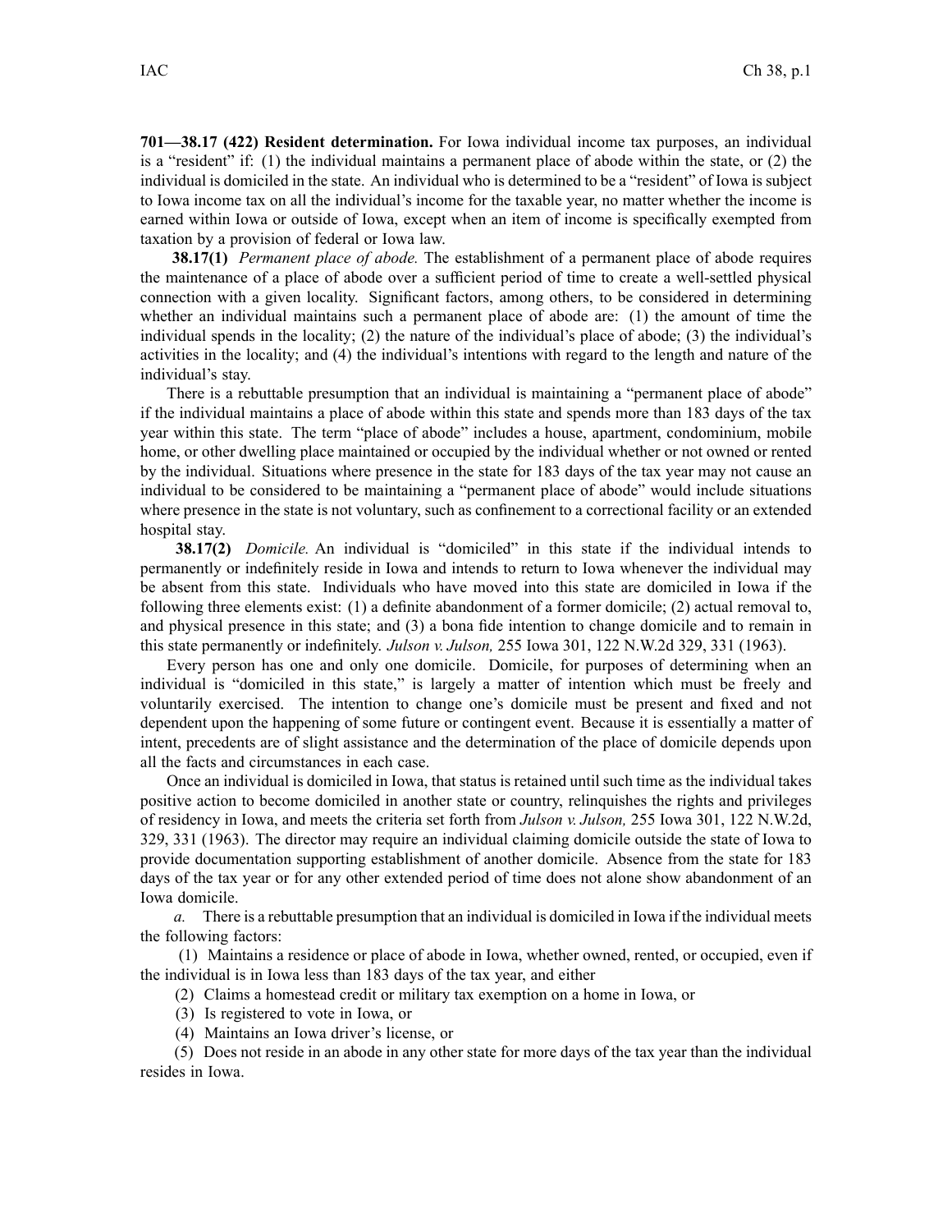**701—38.17 (422) Resident determination.** For Iowa individual income tax purposes, an individual is a "resident" if: (1) the individual maintains a permanent place of abode within the state, or (2) the individual is domiciled in the state. An individual who is determined to be a "resident" of Iowa is subject to Iowa income tax on all the individual's income for the taxable year, no matter whether the income is earned within Iowa or outside of Iowa, except when an item of income is specifically exempted from taxation by a provision of federal or Iowa law.

**38.17(1)** *Permanent place of abode.* The establishment of a permanent place of abode requires the maintenance of a place of abode over a sufficient period of time to create a well-settled physical connection with a given locality. Significant factors, among others, to be considered in determining whether an individual maintains such a permanent place of abode are: (1) the amount of time the individual spends in the locality; (2) the nature of the individual's place of abode; (3) the individual's activities in the locality; and (4) the individual's intentions with regard to the length and nature of the individual's stay.

There is a rebuttable presumption that an individual is maintaining a "permanent place of abode" if the individual maintains a place of abode within this state and spends more than 183 days of the tax year within this state. The term "place of abode" includes a house, apartment, condominium, mobile home, or other dwelling place maintained or occupied by the individual whether or not owned or rented by the individual. Situations where presence in the state for 183 days of the tax year may not cause an individual to be considered to be maintaining a "permanent place of abode" would include situations where presence in the state is not voluntary, such as confinement to a correctional facility or an extended hospital stay.

**38.17(2)** *Domicile.* An individual is "domiciled" in this state if the individual intends to permanently or indefinitely reside in Iowa and intends to return to Iowa whenever the individual may be absent from this state. Individuals who have moved into this state are domiciled in Iowa if the following three elements exist: (1) a definite abandonment of a former domicile; (2) actual removal to, and physical presence in this state; and (3) a bona fide intention to change domicile and to remain in this state permanently or indefinitely. *Julson v. Julson,* 255 Iowa 301, 122 N.W.2d 329, 331 (1963).

Every person has one and only one domicile. Domicile, for purposes of determining when an individual is "domiciled in this state," is largely a matter of intention which must be freely and voluntarily exercised. The intention to change one's domicile must be present and fixed and not dependent upon the happening of some future or contingent event. Because it is essentially a matter of intent, precedents are of slight assistance and the determination of the place of domicile depends upon all the facts and circumstances in each case.

Once an individual is domiciled in Iowa, that status is retained until such time as the individual takes positive action to become domiciled in another state or country, relinquishes the rights and privileges of residency in Iowa, and meets the criteria set forth from *Julson v. Julson,* 255 Iowa 301, 122 N.W.2d, 329, 331 (1963). The director may require an individual claiming domicile outside the state of Iowa to provide documentation supporting establishment of another domicile. Absence from the state for 183 days of the tax year or for any other extended period of time does not alone show abandonment of an Iowa domicile.

*a.* There is a rebuttable presumption that an individual is domiciled in Iowa if the individual meets the following factors:

(1) Maintains a residence or place of abode in Iowa, whether owned, rented, or occupied, even if the individual is in Iowa less than 183 days of the tax year, and either

(2) Claims a homestead credit or military tax exemption on a home in Iowa, or

(3) Is registered to vote in Iowa, or

(4) Maintains an Iowa driver's license, or

(5) Does not reside in an abode in any other state for more days of the tax year than the individual resides in Iowa.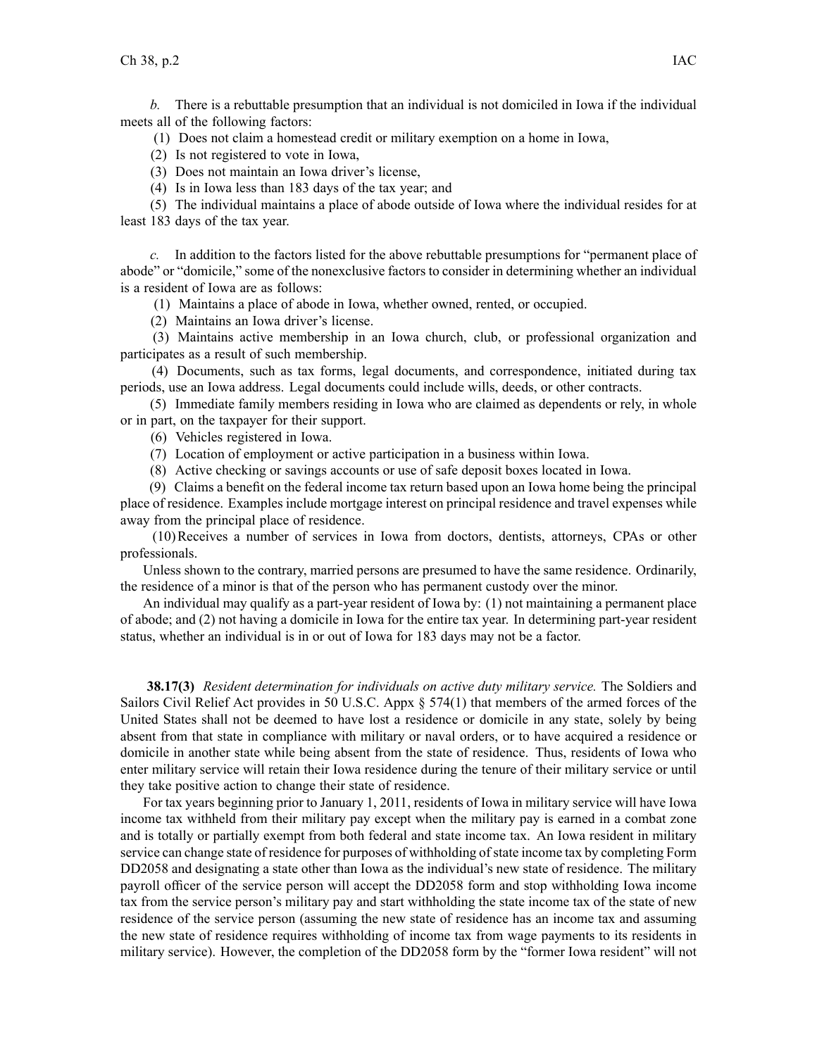*b.* There is a rebuttable presumption that an individual is not domiciled in Iowa if the individual meets all of the following factors:

(1) Does not claim a homestead credit or military exemption on a home in Iowa,

(2) Is not registered to vote in Iowa,

(3) Does not maintain an Iowa driver's license,

(4) Is in Iowa less than 183 days of the tax year; and

(5) The individual maintains a place of abode outside of Iowa where the individual resides for at least 183 days of the tax year.

*c.* In addition to the factors listed for the above rebuttable presumptions for "permanent place of abode" or "domicile," some of the nonexclusive factors to consider in determining whether an individual is a resident of Iowa are as follows:

(1) Maintains a place of abode in Iowa, whether owned, rented, or occupied.

(2) Maintains an Iowa driver's license.

(3) Maintains active membership in an Iowa church, club, or professional organization and participates as a result of such membership.

(4) Documents, such as tax forms, legal documents, and correspondence, initiated during tax periods, use an Iowa address. Legal documents could include wills, deeds, or other contracts.

(5) Immediate family members residing in Iowa who are claimed as dependents or rely, in whole or in part, on the taxpayer for their support.

(6) Vehicles registered in Iowa.

(7) Location of employment or active participation in a business within Iowa.

(8) Active checking or savings accounts or use of safe deposit boxes located in Iowa.

(9) Claims a benefit on the federal income tax return based upon an Iowa home being the principal place of residence. Examples include mortgage interest on principal residence and travel expenses while away from the principal place of residence.

(10) Receives a number of services in Iowa from doctors, dentists, attorneys, CPAs or other professionals.

Unless shown to the contrary, married persons are presumed to have the same residence. Ordinarily, the residence of a minor is that of the person who has permanent custody over the minor.

An individual may qualify as a part-year resident of Iowa by: (1) not maintaining a permanent place of abode; and (2) not having a domicile in Iowa for the entire tax year. In determining part-year resident status, whether an individual is in or out of Iowa for 183 days may not be a factor.

**38.17(3)** *Resident determination for individuals on active duty military service.* The Soldiers and Sailors Civil Relief Act provides in 50 U.S.C. Appx § 574(1) that members of the armed forces of the United States shall not be deemed to have lost a residence or domicile in any state, solely by being absent from that state in compliance with military or naval orders, or to have acquired a residence or domicile in another state while being absent from the state of residence. Thus, residents of Iowa who enter military service will retain their Iowa residence during the tenure of their military service or until they take positive action to change their state of residence.

For tax years beginning prior to January 1, 2011, residents of Iowa in military service will have Iowa income tax withheld from their military pay except when the military pay is earned in a combat zone and is totally or partially exempt from both federal and state income tax. An Iowa resident in military service can change state of residence for purposes of withholding of state income tax by completing Form DD2058 and designating a state other than Iowa as the individual's new state of residence. The military payroll officer of the service person will accept the DD2058 form and stop withholding Iowa income tax from the service person's military pay and start withholding the state income tax of the state of new residence of the service person (assuming the new state of residence has an income tax and assuming the new state of residence requires withholding of income tax from wage payments to its residents in military service). However, the completion of the DD2058 form by the "former Iowa resident" will not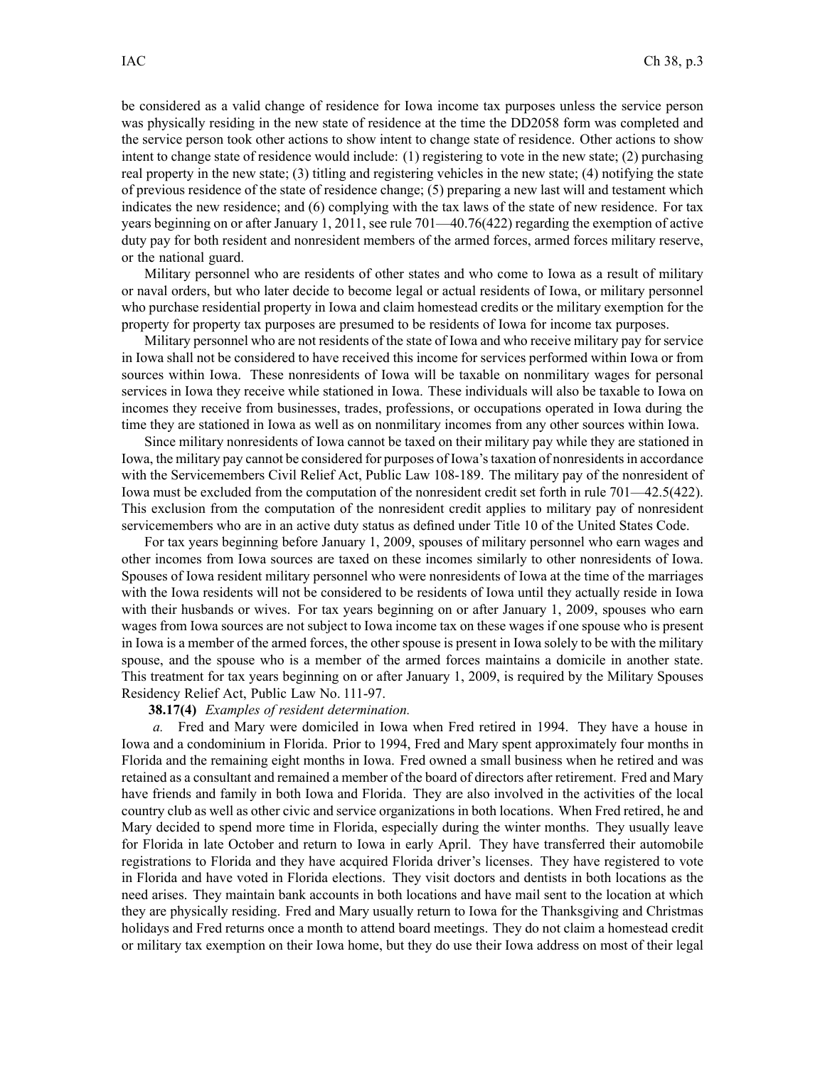be considered as a valid change of residence for Iowa income tax purposes unless the service person was physically residing in the new state of residence at the time the DD2058 form was completed and the service person took other actions to show intent to change state of residence. Other actions to show intent to change state of residence would include: (1) registering to vote in the new state; (2) purchasing real property in the new state; (3) titling and registering vehicles in the new state; (4) notifying the state of previous residence of the state of residence change; (5) preparing a new last will and testament which indicates the new residence; and (6) complying with the tax laws of the state of new residence. For tax years beginning on or after January 1, 2011, see rule 701—40.76(422) regarding the exemption of active duty pay for both resident and nonresident members of the armed forces, armed forces military reserve, or the national guard.

Military personnel who are residents of other states and who come to Iowa as a result of military or naval orders, but who later decide to become legal or actual residents of Iowa, or military personnel who purchase residential property in Iowa and claim homestead credits or the military exemption for the property for property tax purposes are presumed to be residents of Iowa for income tax purposes.

Military personnel who are not residents of the state of Iowa and who receive military pay for service in Iowa shall not be considered to have received this income for services performed within Iowa or from sources within Iowa. These nonresidents of Iowa will be taxable on nonmilitary wages for personal services in Iowa they receive while stationed in Iowa. These individuals will also be taxable to Iowa on incomes they receive from businesses, trades, professions, or occupations operated in Iowa during the time they are stationed in Iowa as well as on nonmilitary incomes from any other sources within Iowa.

Since military nonresidents of Iowa cannot be taxed on their military pay while they are stationed in Iowa, the military pay cannot be considered for purposes of Iowa's taxation of nonresidents in accordance with the Servicemembers Civil Relief Act, Public Law 108-189. The military pay of the nonresident of Iowa must be excluded from the computation of the nonresident credit set forth in rule 701—42.5(422). This exclusion from the computation of the nonresident credit applies to military pay of nonresident servicemembers who are in an active duty status as defined under Title 10 of the United States Code.

For tax years beginning before January 1, 2009, spouses of military personnel who earn wages and other incomes from Iowa sources are taxed on these incomes similarly to other nonresidents of Iowa. Spouses of Iowa resident military personnel who were nonresidents of Iowa at the time of the marriages with the Iowa residents will not be considered to be residents of Iowa until they actually reside in Iowa with their husbands or wives. For tax years beginning on or after January 1, 2009, spouses who earn wages from Iowa sources are not subject to Iowa income tax on these wages if one spouse who is present in Iowa is a member of the armed forces, the other spouse is present in Iowa solely to be with the military spouse, and the spouse who is a member of the armed forces maintains a domicile in another state. This treatment for tax years beginning on or after January 1, 2009, is required by the Military Spouses Residency Relief Act, Public Law No. 111-97.

**38.17(4)** *Examples of resident determination.*

*a.* Fred and Mary were domiciled in Iowa when Fred retired in 1994. They have a house in Iowa and a condominium in Florida. Prior to 1994, Fred and Mary spent approximately four months in Florida and the remaining eight months in Iowa. Fred owned a small business when he retired and was retained as a consultant and remained a member of the board of directors after retirement. Fred and Mary have friends and family in both Iowa and Florida. They are also involved in the activities of the local country club as well as other civic and service organizations in both locations. When Fred retired, he and Mary decided to spend more time in Florida, especially during the winter months. They usually leave for Florida in late October and return to Iowa in early April. They have transferred their automobile registrations to Florida and they have acquired Florida driver's licenses. They have registered to vote in Florida and have voted in Florida elections. They visit doctors and dentists in both locations as the need arises. They maintain bank accounts in both locations and have mail sent to the location at which they are physically residing. Fred and Mary usually return to Iowa for the Thanksgiving and Christmas holidays and Fred returns once a month to attend board meetings. They do not claim a homestead credit or military tax exemption on their Iowa home, but they do use their Iowa address on most of their legal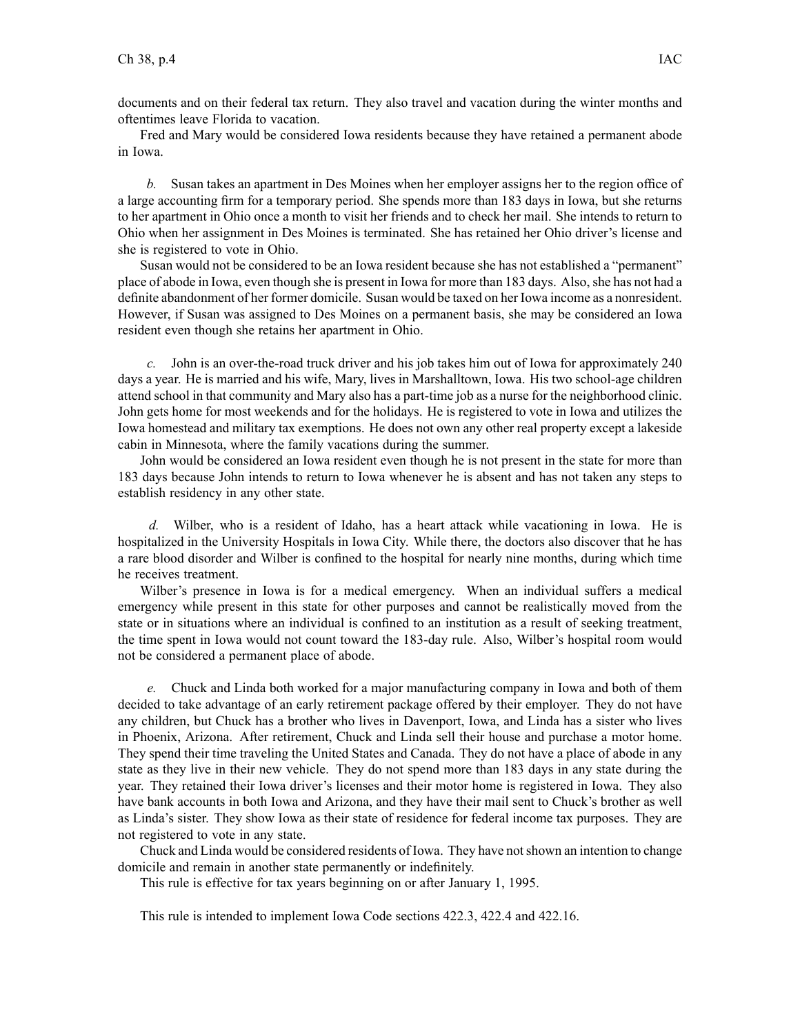documents and on their federal tax return. They also travel and vacation during the winter months and oftentimes leave Florida to vacation.

Fred and Mary would be considered Iowa residents because they have retained a permanent abode in Iowa.

*b.* Susan takes an apartment in Des Moines when her employer assigns her to the region office of a large accounting firm for a temporary period. She spends more than 183 days in Iowa, but she returns to her apartment in Ohio once a month to visit her friends and to check her mail. She intends to return to Ohio when her assignment in Des Moines is terminated. She has retained her Ohio driver's license and she is registered to vote in Ohio.

Susan would not be considered to be an Iowa resident because she has not established a "permanent" place of abode in Iowa, even though she is present in Iowa for more than 183 days. Also, she has not had a definite abandonment of her former domicile. Susan would be taxed on her Iowa income as a nonresident. However, if Susan was assigned to Des Moines on a permanent basis, she may be considered an Iowa resident even though she retains her apartment in Ohio.

*c.* John is an over-the-road truck driver and his job takes him out of Iowa for approximately 240 days a year. He is married and his wife, Mary, lives in Marshalltown, Iowa. His two school-age children attend school in that community and Mary also has a part-time job as a nurse for the neighborhood clinic. John gets home for most weekends and for the holidays. He is registered to vote in Iowa and utilizes the Iowa homestead and military tax exemptions. He does not own any other real property except a lakeside cabin in Minnesota, where the family vacations during the summer.

John would be considered an Iowa resident even though he is not present in the state for more than 183 days because John intends to return to Iowa whenever he is absent and has not taken any steps to establish residency in any other state.

*d.* Wilber, who is a resident of Idaho, has a heart attack while vacationing in Iowa. He is hospitalized in the University Hospitals in Iowa City. While there, the doctors also discover that he has a rare blood disorder and Wilber is confined to the hospital for nearly nine months, during which time he receives treatment.

Wilber's presence in Iowa is for a medical emergency. When an individual suffers a medical emergency while present in this state for other purposes and cannot be realistically moved from the state or in situations where an individual is confined to an institution as a result of seeking treatment, the time spent in Iowa would not count toward the 183-day rule. Also, Wilber's hospital room would not be considered a permanent place of abode.

*e.* Chuck and Linda both worked for a major manufacturing company in Iowa and both of them decided to take advantage of an early retirement package offered by their employer. They do not have any children, but Chuck has a brother who lives in Davenport, Iowa, and Linda has a sister who lives in Phoenix, Arizona. After retirement, Chuck and Linda sell their house and purchase a motor home. They spend their time traveling the United States and Canada. They do not have a place of abode in any state as they live in their new vehicle. They do not spend more than 183 days in any state during the year. They retained their Iowa driver's licenses and their motor home is registered in Iowa. They also have bank accounts in both Iowa and Arizona, and they have their mail sent to Chuck's brother as well as Linda's sister. They show Iowa as their state of residence for federal income tax purposes. They are not registered to vote in any state.

Chuck and Linda would be considered residents of Iowa. They have not shown an intention to change domicile and remain in another state permanently or indefinitely.

This rule is effective for tax years beginning on or after January 1, 1995.

This rule is intended to implement Iowa Code sections 422.3, 422.4 and 422.16.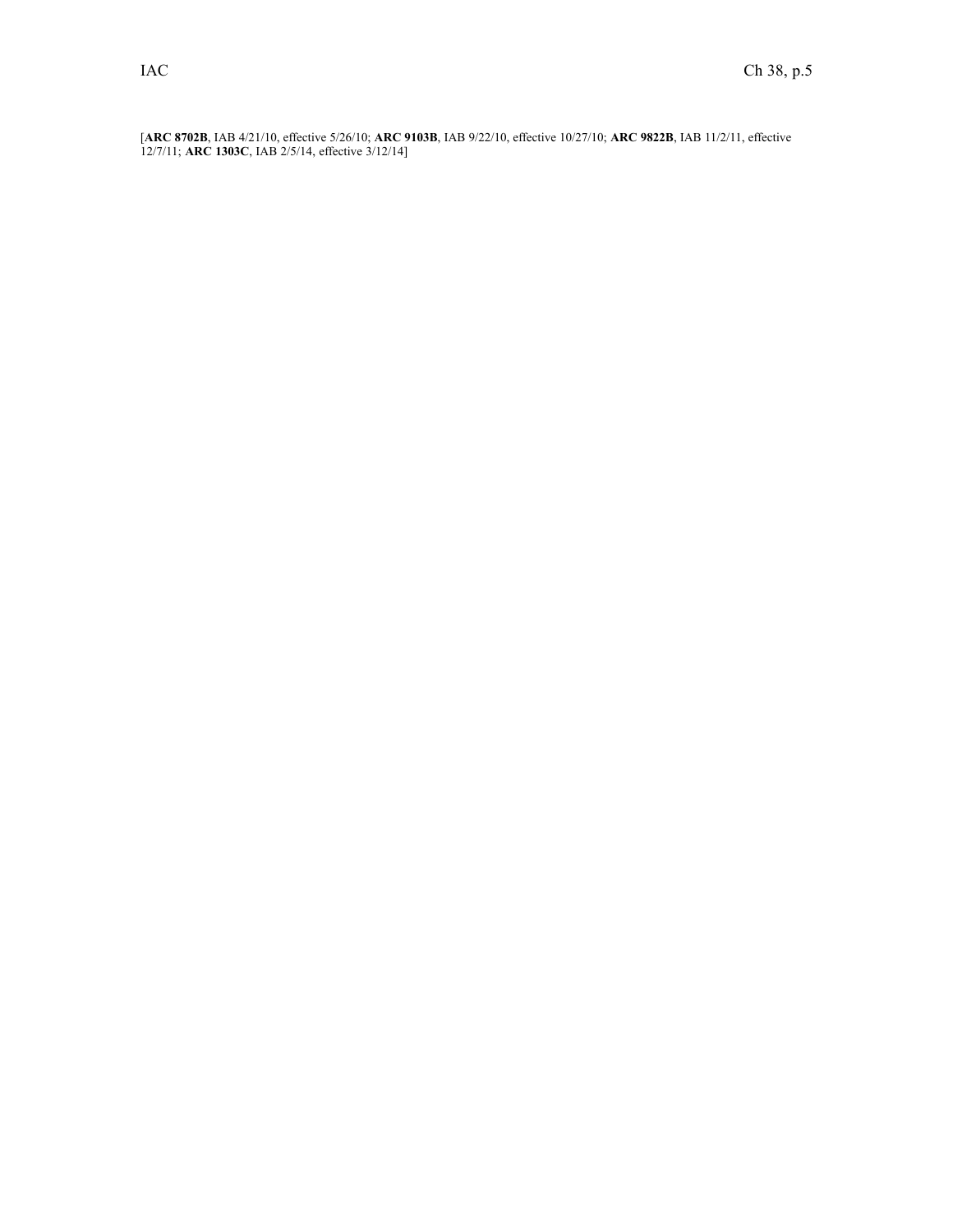[**ARC 8702B**, IAB 4/21/10, effective 5/26/10; **ARC 9103B**, IAB 9/22/10, effective 10/27/10; **ARC 9822B**, IAB 11/2/11, effective 12/7/11; **ARC 1303C**, IAB 2/5/14, effective 3/12/14]